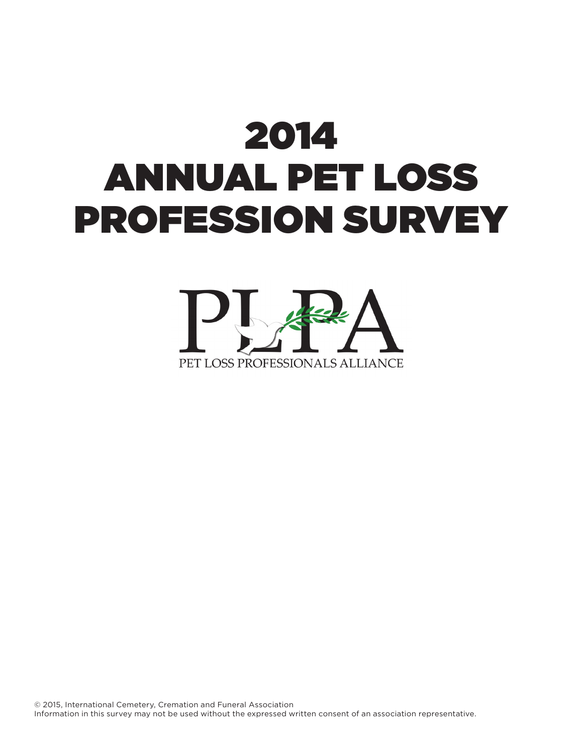# 2014 ANNUAL PET LOSS PROFESSION SURVEY

PLPA

PET LOSS PROFESSIONALS ALLIANCE

© 2015, International Cemetery, Cremation and Funeral Association
Information in this survey may not be used without the expressed written consent of an association representative.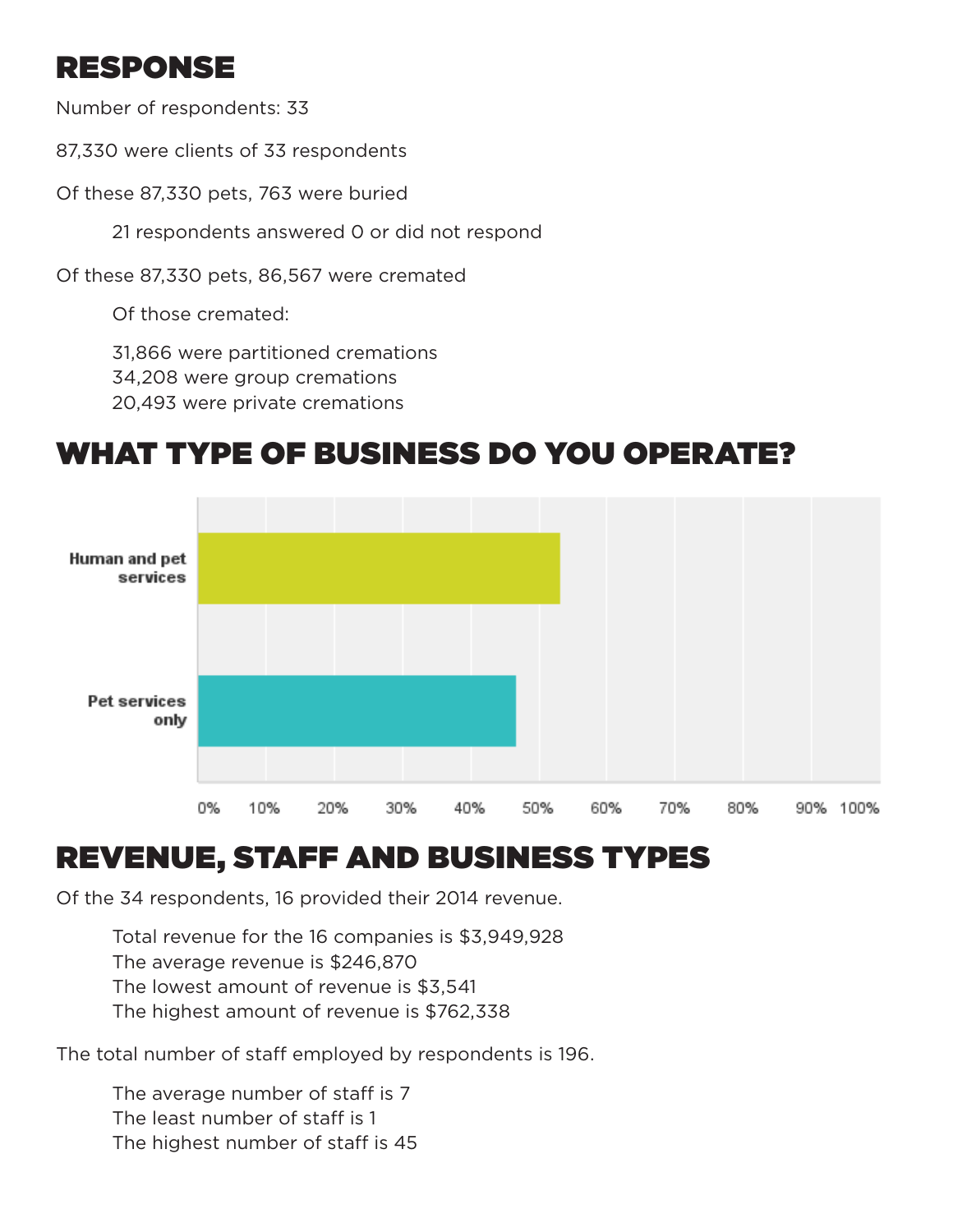# RESPONSE

Number of respondents: 33

87,330 were clients of 33 respondents

Of these 87,330 pets, 763 were buried

21 respondents answered 0 or did not respond

Of these 87,330 pets, 86,567 were cremated

Of those cremated:

31,866 were partitioned cremations
34,208 were group cremations
20,493 were private cremations

# WHAT TYPE OF BUSINESS DO YOU OPERATE?

Human and pet services

Pet services only

0% 10% 20% 30% 40% 50% 60% 70% 80% 90% 100%

# REVENUE, STAFF AND BUSINESS TYPES

Of the 34 respondents, 16 provided their 2014 revenue.

Total revenue for the 16 companies is $3,949,928
The average revenue is $246,870
The lowest amount of revenue is $3,541
The highest amount of revenue is $762,338

The total number of staff employed by respondents is 196.

The average number of staff is 7
The least number of staff is 1
The highest number of staff is 45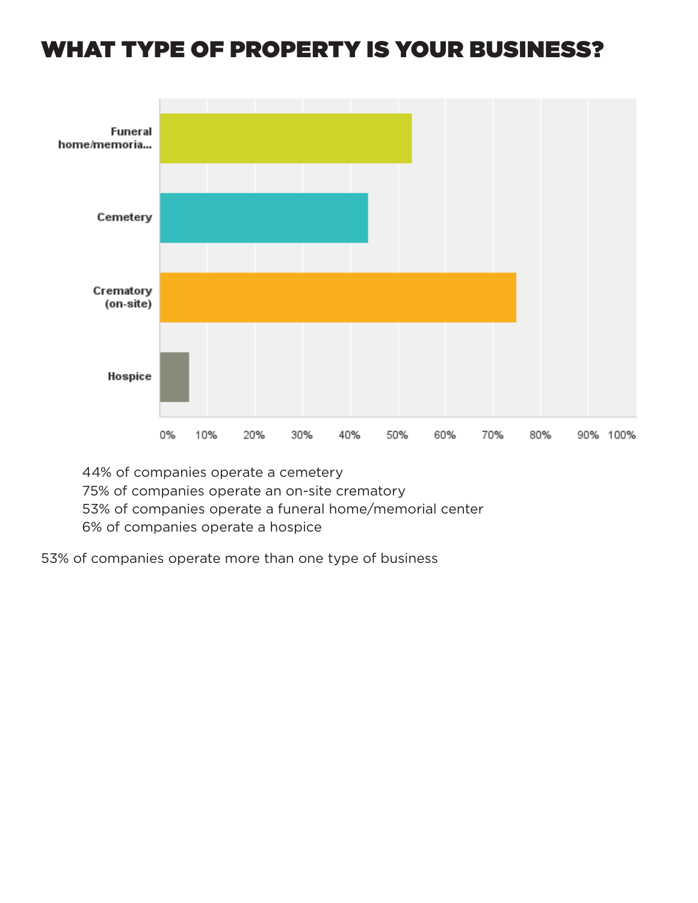# WHAT TYPE OF PROPERTY IS YOUR BUSINESS?

Funeral home/memoria...

Cemetery

Crematory (on-site)

Hospice

0% 10% 20% 30% 40% 50% 60% 70% 80% 90% 100%

44% of companies operate a cemetery
75% of companies operate an on-site crematory
53% of companies operate a funeral home/memorial center
6% of companies operate a hospice

53% of companies operate more than one type of business